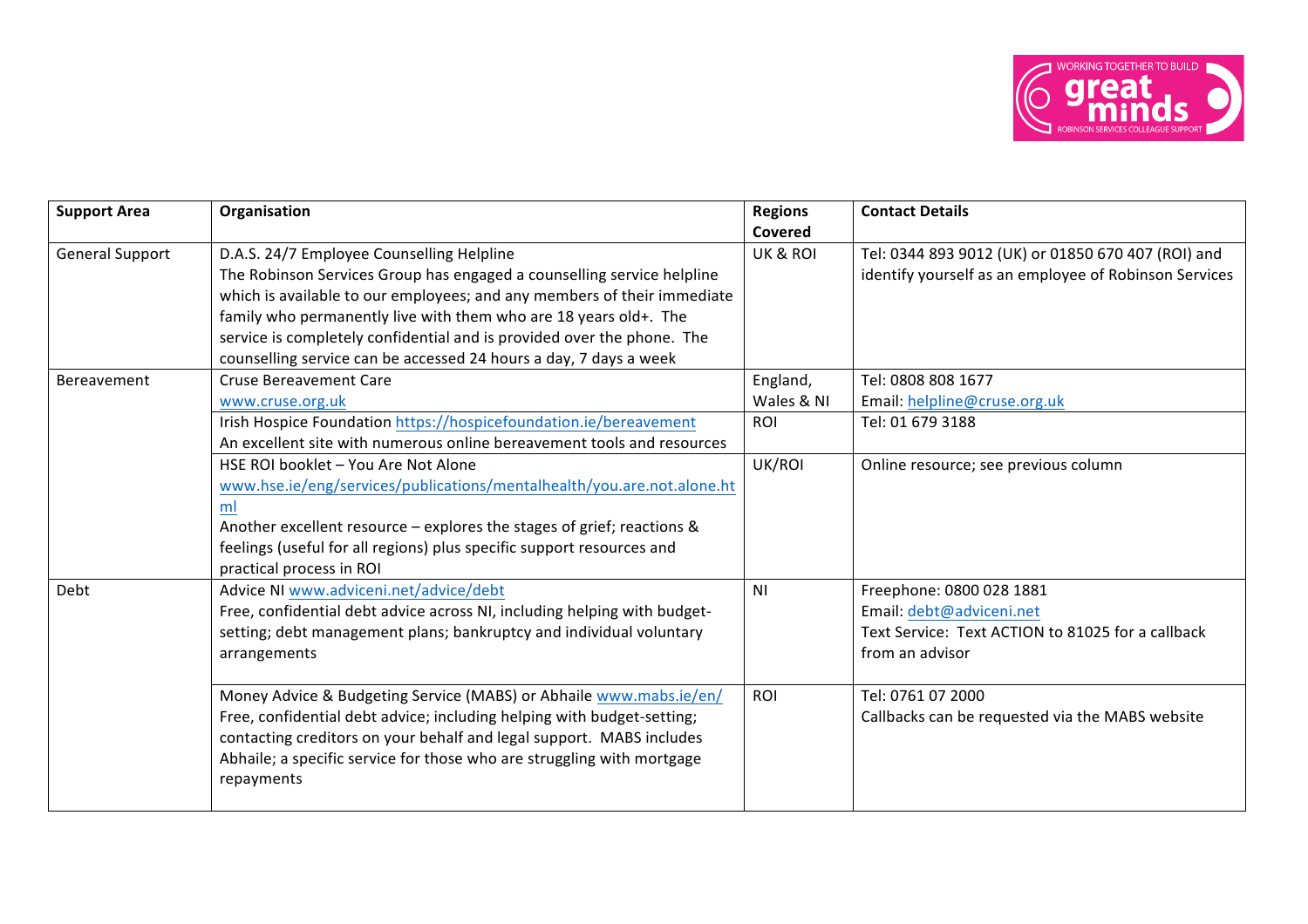| Support Area | Organisation | Regions Covered | Contact Details |
|---|---|---|---|
| General Support | D.A.S. 24/7 Employee Counselling Helpline<br>The Robinson Services Group has engaged a counselling service helpline which is available to our employees; and any members of their immediate family who permanently live with them who are 18 years old+. The service is completely confidential and is provided over the phone. The counselling service can be accessed 24 hours a day, 7 days a week | UK & ROI | Tel: 0344 893 9012 (UK) or 01850 670 407 (ROI) and identify yourself as an employee of Robinson Services |
| Bereavement | Cruse Bereavement Care<br>www.cruse.org.uk | England, Wales & NI | Tel: 0808 808 1677<br>Email: helpline@cruse.org.uk |
| | Irish Hospice Foundation https://hospicefoundation.ie/bereavement<br>An excellent site with numerous online bereavement tools and resources | ROI | Tel: 01 679 3188 |
| | HSE ROI booklet – You Are Not Alone<br>www.hse.ie/eng/services/publications/mentalhealth/you.are.not.alone.html<br>Another excellent resource – explores the stages of grief; reactions & feelings (useful for all regions) plus specific support resources and practical process in ROI | UK/ROI | Online resource; see previous column |
| Debt | Advice NI www.adviceni.net/advice/debt<br>Free, confidential debt advice across NI, including helping with budget-setting; debt management plans; bankruptcy and individual voluntary arrangements | NI | Freephone: 0800 028 1881<br>Email: debt@adviceni.net<br>Text Service: Text ACTION to 81025 for a callback from an advisor |
| | Money Advice & Budgeting Service (MABS) or Abhaile www.mabs.ie/en/<br>Free, confidential debt advice; including helping with budget-setting; contacting creditors on your behalf and legal support. MABS includes Abhaile; a specific service for those who are struggling with mortgage repayments | ROI | Tel: 0761 07 2000<br>Callbacks can be requested via the MABS website |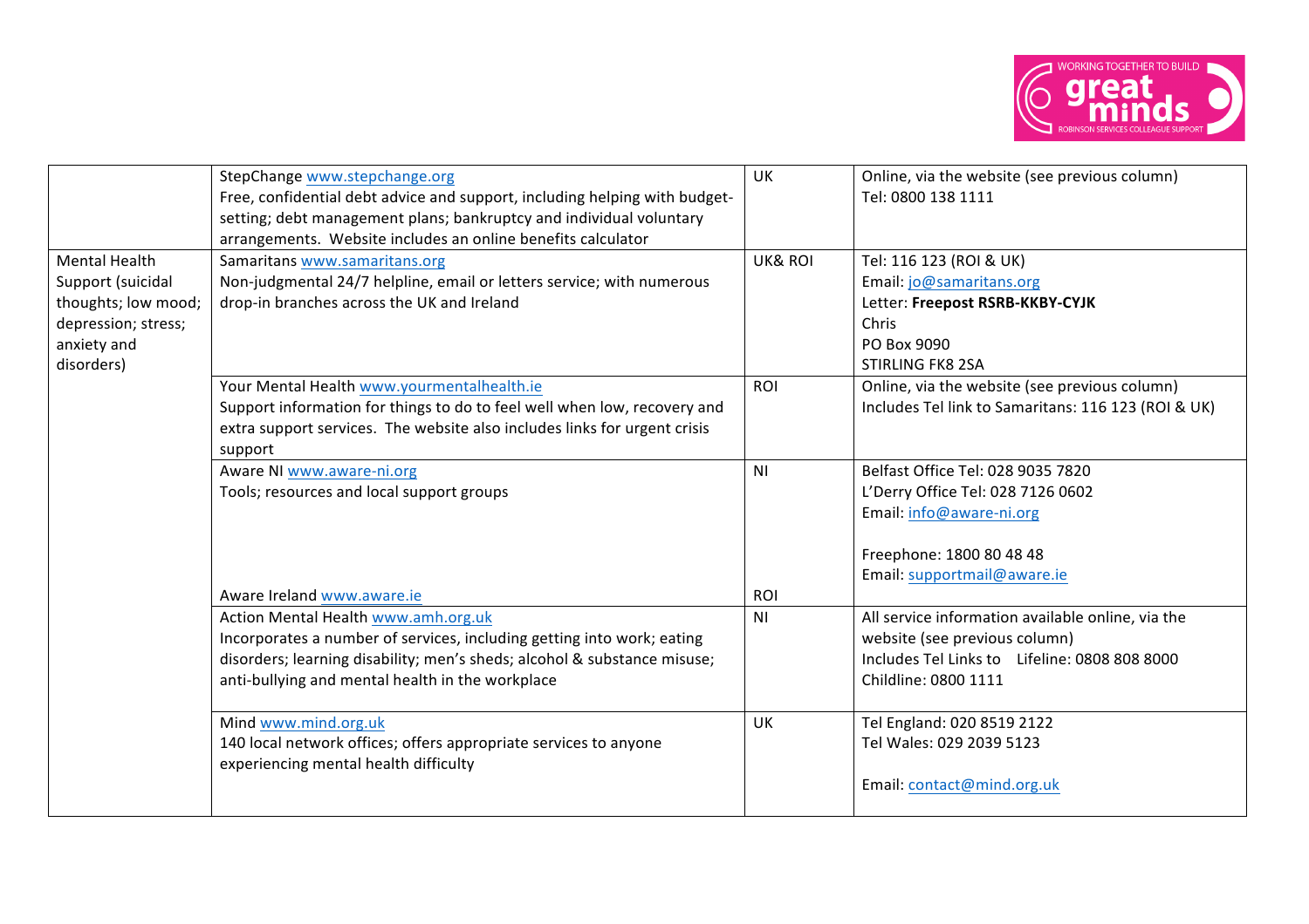| | | | |
|---|---|---|---|
| | StepChange www.stepchange.org<br>Free, confidential debt advice and support, including helping with budget-setting; debt management plans; bankruptcy and individual voluntary arrangements. Website includes an online benefits calculator | UK | Online, via the website (see previous column)<br>Tel: 0800 138 1111 |
| Mental Health Support (suicidal thoughts; low mood; depression; stress; anxiety and disorders) | Samaritans www.samaritans.org<br>Non-judgmental 24/7 helpline, email or letters service; with numerous drop-in branches across the UK and Ireland | UK& ROI | Tel: 116 123 (ROI & UK)<br>Email: jo@samaritans.org<br>Letter: **Freepost RSRB-KKBY-CYJK**<br>Chris<br>PO Box 9090<br>STIRLING FK8 2SA |
| | Your Mental Health www.yourmentalhealth.ie<br>Support information for things to do to feel well when low, recovery and extra support services. The website also includes links for urgent crisis support | ROI | Online, via the website (see previous column)<br>Includes Tel link to Samaritans: 116 123 (ROI & UK) |
| | Aware NI www.aware-ni.org<br>Tools; resources and local support groups<br><br>Aware Ireland www.aware.ie | NI<br><br>ROI | Belfast Office Tel: 028 9035 7820<br>L'Derry Office Tel: 028 7126 0602<br>Email: info@aware-ni.org<br><br>Freephone: 1800 80 48 48<br>Email: supportmail@aware.ie |
| | Action Mental Health www.amh.org.uk<br>Incorporates a number of services, including getting into work; eating disorders; learning disability; men's sheds; alcohol & substance misuse; anti-bullying and mental health in the workplace | NI | All service information available online, via the website (see previous column)<br>Includes Tel Links to Lifeline: 0808 808 8000<br>Childline: 0800 1111 |
| | Mind www.mind.org.uk<br>140 local network offices; offers appropriate services to anyone experiencing mental health difficulty | UK | Tel England: 020 8519 2122<br>Tel Wales: 029 2039 5123<br><br>Email: contact@mind.org.uk |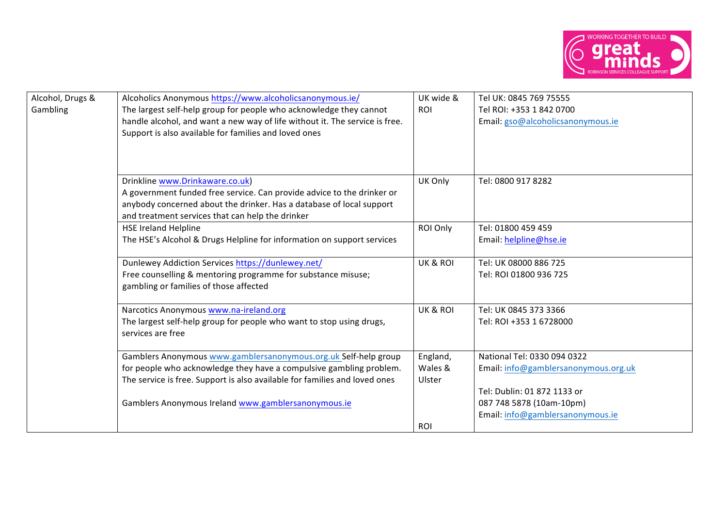| Alcohol, Drugs & Gambling | Alcoholics Anonymous https://www.alcoholicsanonymous.ie/<br>The largest self-help group for people who acknowledge they cannot handle alcohol, and want a new way of life without it. The service is free. Support is also available for families and loved ones | UK wide & ROI | Tel UK: 0845 769 75555<br>Tel ROI: +353 1 842 0700<br>Email: gso@alcoholicsanonymous.ie |
|---|---|---|---|
| | Drinkline www.Drinkaware.co.uk)<br>A government funded free service. Can provide advice to the drinker or anybody concerned about the drinker. Has a database of local support and treatment services that can help the drinker | UK Only | Tel: 0800 917 8282 |
| | HSE Ireland Helpline<br>The HSE's Alcohol & Drugs Helpline for information on support services | ROI Only | Tel: 01800 459 459<br>Email: helpline@hse.ie |
| | Dunlewey Addiction Services https://dunlewey.net/<br>Free counselling & mentoring programme for substance misuse; gambling or families of those affected | UK & ROI | Tel: UK 08000 886 725<br>Tel: ROI 01800 936 725 |
| | Narcotics Anonymous www.na-ireland.org<br>The largest self-help group for people who want to stop using drugs, services are free | UK & ROI | Tel: UK 0845 373 3366<br>Tel: ROI +353 1 6728000 |
| | Gamblers Anonymous www.gamblersanonymous.org.uk Self-help group for people who acknowledge they have a compulsive gambling problem. The service is free. Support is also available for families and loved ones<br><br>Gamblers Anonymous Ireland www.gamblersanonymous.ie | England, Wales & Ulster<br><br>ROI | National Tel: 0330 094 0322<br>Email: info@gamblersanonymous.org.uk<br><br>Tel: Dublin: 01 872 1133 or 087 748 5878 (10am-10pm)<br>Email: info@gamblersanonymous.ie |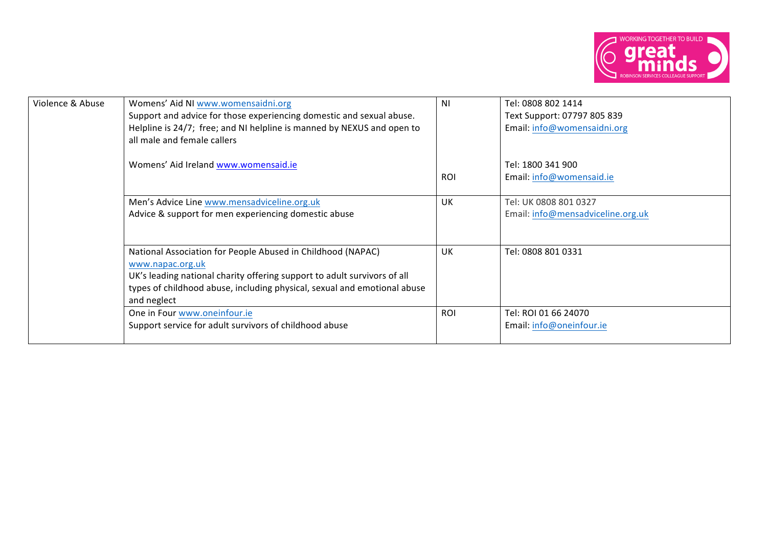| | | | |
|---|---|---|---|
| Violence & Abuse | Womens' Aid NI www.womensaidni.org<br>Support and advice for those experiencing domestic and sexual abuse. Helpline is 24/7; free; and NI helpline is manned by NEXUS and open to all male and female callers | NI | Tel: 0808 802 1414<br>Text Support: 07797 805 839<br>Email: info@womensaidni.org |
| | Womens' Aid Ireland www.womensaid.ie | ROI | Tel: 1800 341 900<br>Email: info@womensaid.ie |
| | Men's Advice Line www.mensadviceline.org.uk<br>Advice & support for men experiencing domestic abuse | UK | Tel: UK 0808 801 0327<br>Email: info@mensadviceline.org.uk |
| | National Association for People Abused in Childhood (NAPAC) www.napac.org.uk<br>UK's leading national charity offering support to adult survivors of all types of childhood abuse, including physical, sexual and emotional abuse and neglect | UK | Tel: 0808 801 0331 |
| | One in Four www.oneinfour.ie<br>Support service for adult survivors of childhood abuse | ROI | Tel: ROI 01 66 24070<br>Email: info@oneinfour.ie |